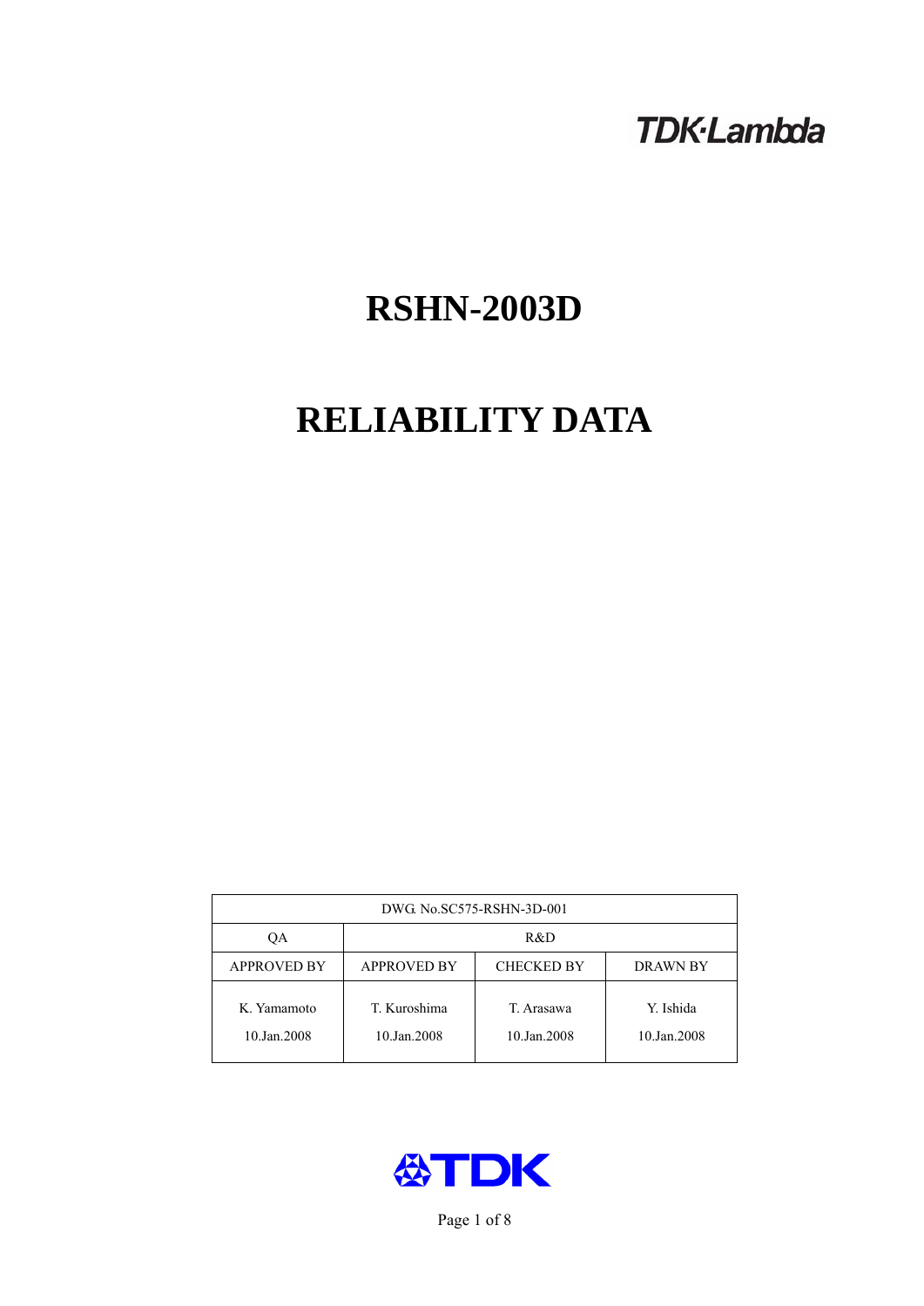TDK·Lambda

# RSHN-2003D

# RELIABILITY DATA

| DWG. No.SC575-RSHN-3D-001 | | | |
|---|---|---|---|
| QA | R&D | | |
| APPROVED BY | APPROVED BY | CHECKED BY | DRAWN BY |
| K. Yamamoto<br>10.Jan.2008 | T. Kuroshima<br>10.Jan.2008 | T. Arasawa<br>10.Jan.2008 | Y. Ishida<br>10.Jan.2008 |

TDK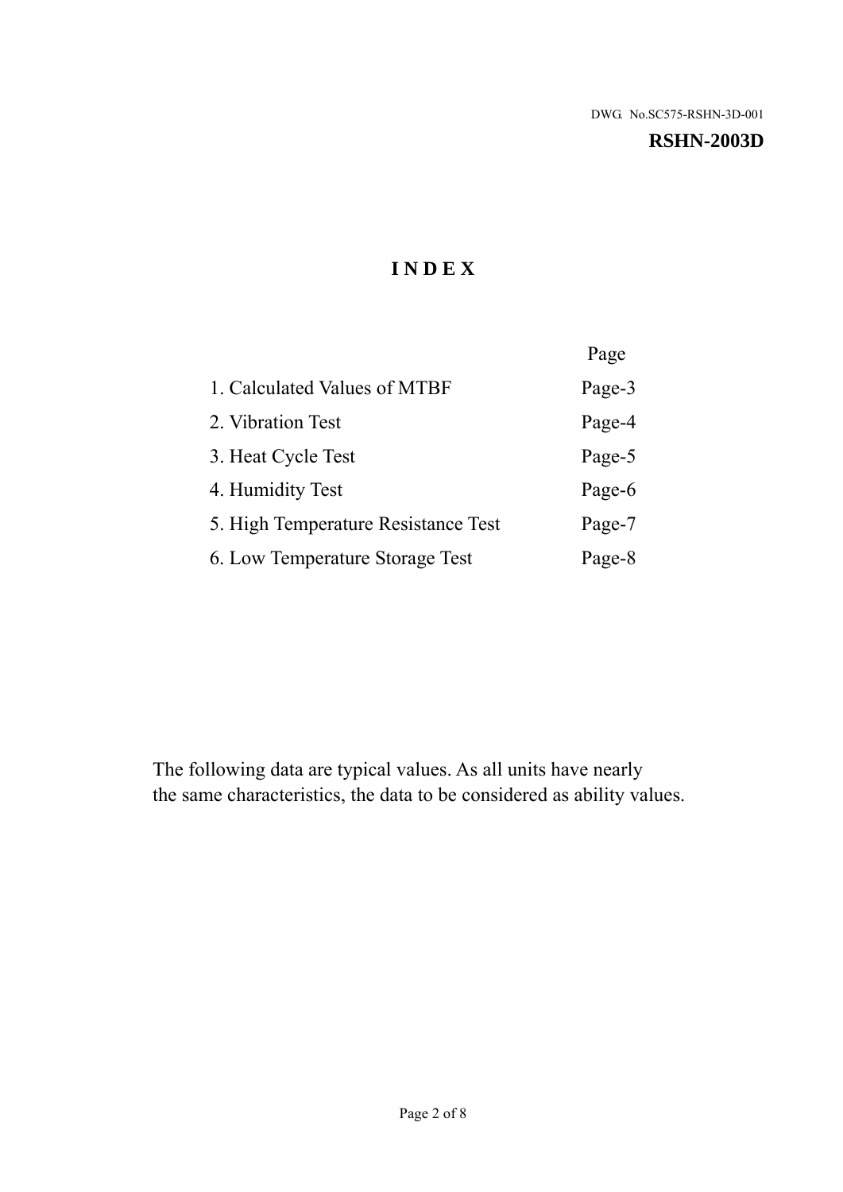DWG. No.SC575-RSHN-3D-001

**RSHN-2003D**

# I N D E X

| | Page |
|---|---|
| 1. Calculated Values of MTBF | Page-3 |
| 2. Vibration Test | Page-4 |
| 3. Heat Cycle Test | Page-5 |
| 4. Humidity Test | Page-6 |
| 5. High Temperature Resistance Test | Page-7 |
| 6. Low Temperature Storage Test | Page-8 |

The following data are typical values. As all units have nearly the same characteristics, the data to be considered as ability values.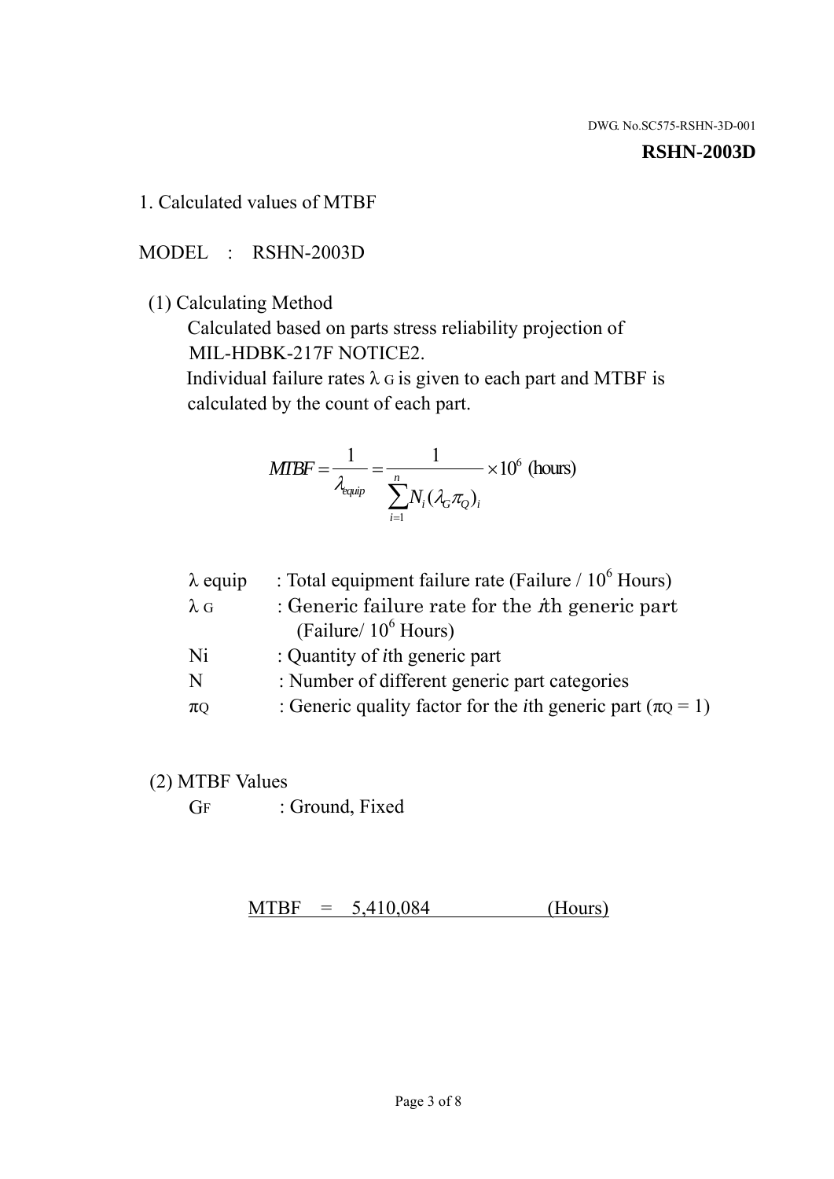DWG. No.SC575-RSHN-3D-001

**RSHN-2003D**

1. Calculated values of MTBF

MODEL : RSHN-2003D

(1) Calculating Method

Calculated based on parts stress reliability projection of MIL-HDBK-217F NOTICE2.

Individual failure rates $\lambda_G$ is given to each part and MTBF is calculated by the count of each part.

$$MTBF = \frac{1}{\lambda_{equip}} = \frac{1}{\sum_{i=1}^{n} N_i (\lambda_G \pi_Q)_i} \times 10^6 \text{ (hours)}$$

| | |
|---|---|
| $\lambda$ equip | : Total equipment failure rate (Failure / $10^6$ Hours) |
| $\lambda_G$ | : Generic failure rate for the $i$th generic part (Failure/ $10^6$ Hours) |
| Ni | : Quantity of $i$th generic part |
| N | : Number of different generic part categories |
| $\pi_Q$ | : Generic quality factor for the $i$th generic part ($\pi_Q = 1$) |

(2) MTBF Values

$G_F$ : Ground, Fixed

MTBF = 5,410,084 (Hours)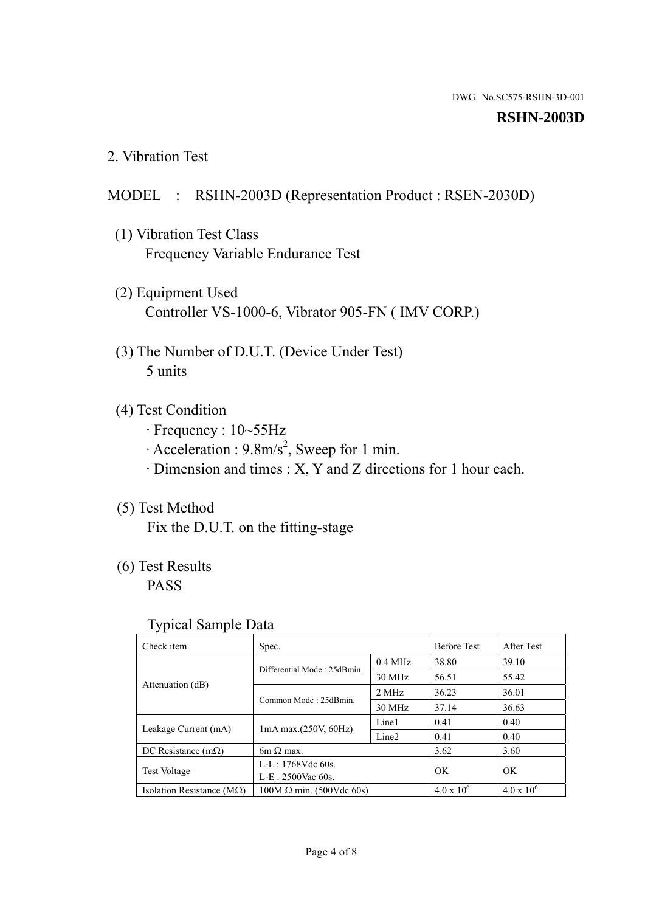DWG. No.SC575-RSHN-3D-001

**RSHN-2003D**

## 2. Vibration Test

MODEL : RSHN-2003D (Representation Product : RSEN-2030D)

(1) Vibration Test Class
Frequency Variable Endurance Test

(2) Equipment Used
Controller VS-1000-6, Vibrator 905-FN ( IMV CORP.)

(3) The Number of D.U.T. (Device Under Test)
5 units

(4) Test Condition
· Frequency : 10~55Hz
· Acceleration : 9.8m/s$^2$, Sweep for 1 min.
· Dimension and times : X, Y and Z directions for 1 hour each.

(5) Test Method
Fix the D.U.T. on the fitting-stage

(6) Test Results
PASS

Typical Sample Data

| Check item | Spec. | | Before Test | After Test |
|---|---|---|---|---|
| Attenuation (dB) | Differential Mode : 25dBmin. | 0.4 MHz | 38.80 | 39.10 |
| | | 30 MHz | 56.51 | 55.42 |
| | Common Mode : 25dBmin. | 2 MHz | 36.23 | 36.01 |
| | | 30 MHz | 37.14 | 36.63 |
| Leakage Current (mA) | 1mA max.(250V, 60Hz) | Line1 | 0.41 | 0.40 |
| | | Line2 | 0.41 | 0.40 |
| DC Resistance (mΩ) | 6m Ω max. | | 3.62 | 3.60 |
| Test Voltage | L-L : 1768Vdc 60s.<br>L-E : 2500Vac 60s. | | OK | OK |
| Isolation Resistance (MΩ) | 100M Ω min. (500Vdc 60s) | | 4.0 x 10$^6$ | 4.0 x 10$^6$ |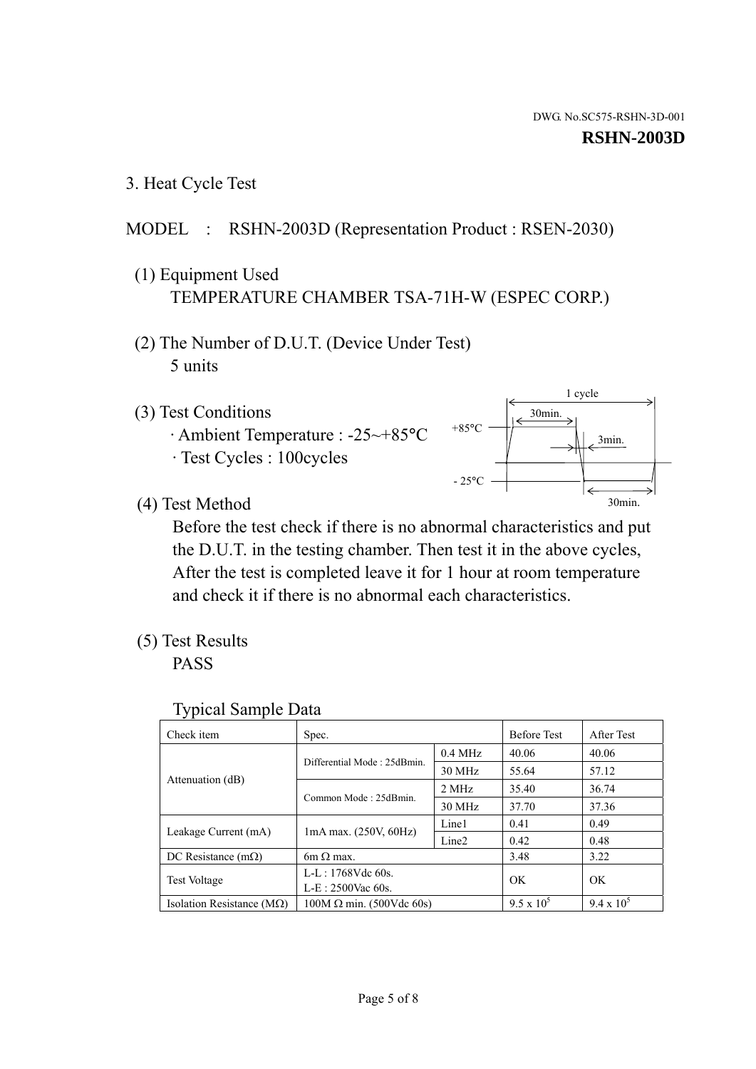DWG. No.SC575-RSHN-3D-001

**RSHN-2003D**

## 3. Heat Cycle Test

MODEL : RSHN-2003D (Representation Product : RSEN-2030)

(1) Equipment Used

TEMPERATURE CHAMBER TSA-71H-W (ESPEC CORP.)

(2) The Number of D.U.T. (Device Under Test)

5 units

(3) Test Conditions

· Ambient Temperature : -25~+85°C

· Test Cycles : 100cycles

1 cycle: +85°C 30min., 3min., -25°C 30min.

(4) Test Method

Before the test check if there is no abnormal characteristics and put the D.U.T. in the testing chamber. Then test it in the above cycles, After the test is completed leave it for 1 hour at room temperature and check it if there is no abnormal each characteristics.

(5) Test Results

PASS

Typical Sample Data

| Check item | Spec. | | Before Test | After Test |
|---|---|---|---|---|
| Attenuation (dB) | Differential Mode : 25dBmin. | 0.4 MHz | 40.06 | 40.06 |
| | | 30 MHz | 55.64 | 57.12 |
| | Common Mode : 25dBmin. | 2 MHz | 35.40 | 36.74 |
| | | 30 MHz | 37.70 | 37.36 |
| Leakage Current (mA) | 1mA max. (250V, 60Hz) | Line1 | 0.41 | 0.49 |
| | | Line2 | 0.42 | 0.48 |
| DC Resistance (mΩ) | 6m Ω max. | | 3.48 | 3.22 |
| Test Voltage | L-L : 1768Vdc 60s. L-E : 2500Vac 60s. | | OK | OK |
| Isolation Resistance (MΩ) | 100M Ω min. (500Vdc 60s) | | $9.5 \times 10^5$ | $9.4 \times 10^5$ |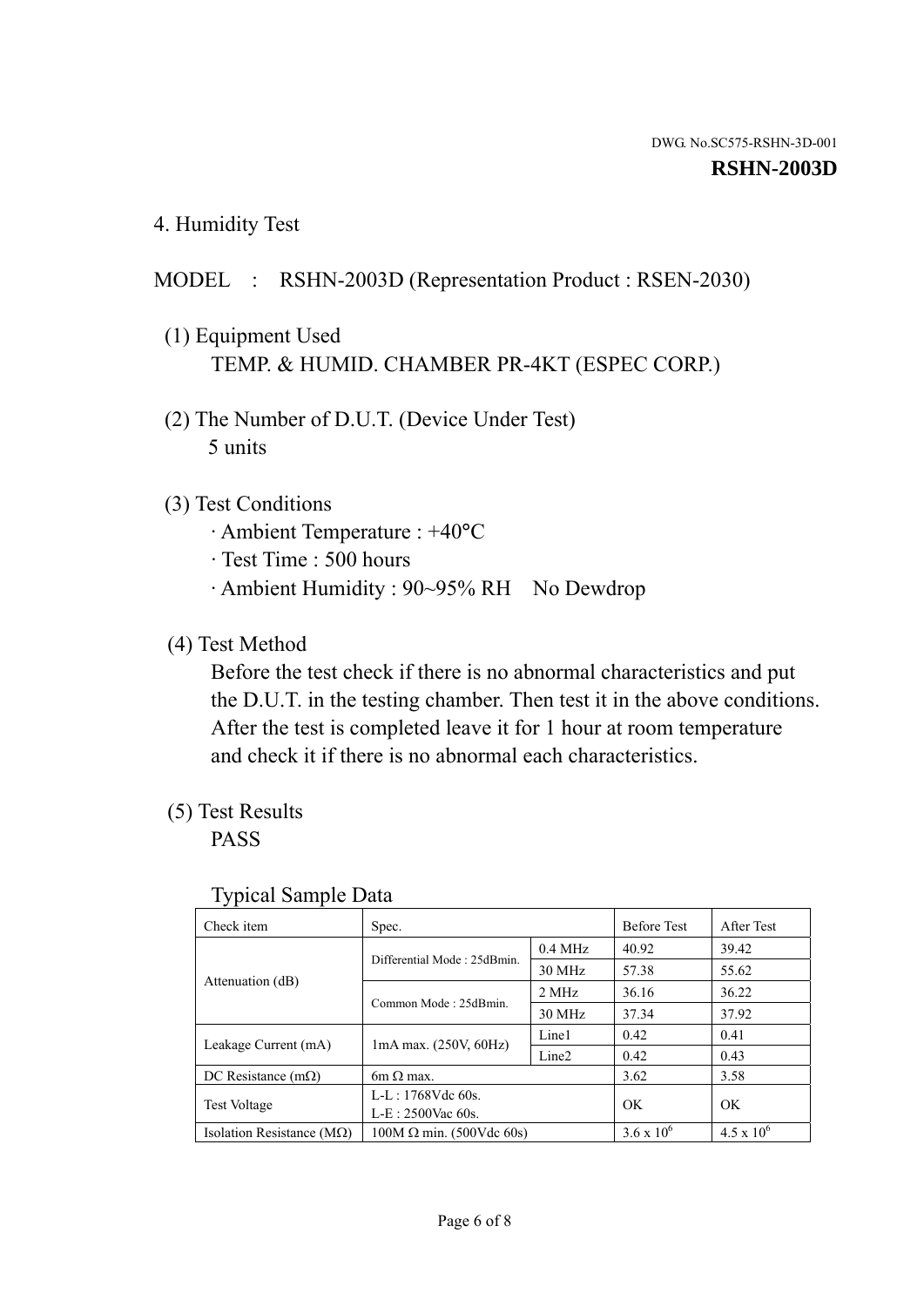DWG. No.SC575-RSHN-3D-001

**RSHN-2003D**

## 4. Humidity Test

MODEL : RSHN-2003D (Representation Product : RSEN-2030)

(1) Equipment Used

TEMP. & HUMID. CHAMBER PR-4KT (ESPEC CORP.)

(2) The Number of D.U.T. (Device Under Test)

5 units

(3) Test Conditions

· Ambient Temperature : +40°C

· Test Time : 500 hours

· Ambient Humidity : 90~95% RH No Dewdrop

(4) Test Method

Before the test check if there is no abnormal characteristics and put the D.U.T. in the testing chamber. Then test it in the above conditions. After the test is completed leave it for 1 hour at room temperature and check it if there is no abnormal each characteristics.

(5) Test Results

PASS

Typical Sample Data

| Check item | Spec. | | Before Test | After Test |
|---|---|---|---|---|
| Attenuation (dB) | Differential Mode : 25dBmin. | 0.4 MHz | 40.92 | 39.42 |
| | | 30 MHz | 57.38 | 55.62 |
| | Common Mode : 25dBmin. | 2 MHz | 36.16 | 36.22 |
| | | 30 MHz | 37.34 | 37.92 |
| Leakage Current (mA) | 1mA max. (250V, 60Hz) | Line1 | 0.42 | 0.41 |
| | | Line2 | 0.42 | 0.43 |
| DC Resistance (mΩ) | 6m Ω max. | | 3.62 | 3.58 |
| Test Voltage | L-L : 1768Vdc 60s.<br>L-E : 2500Vac 60s. | | OK | OK |
| Isolation Resistance (MΩ) | 100M Ω min. (500Vdc 60s) | | $3.6 \times 10^6$ | $4.5 \times 10^6$ |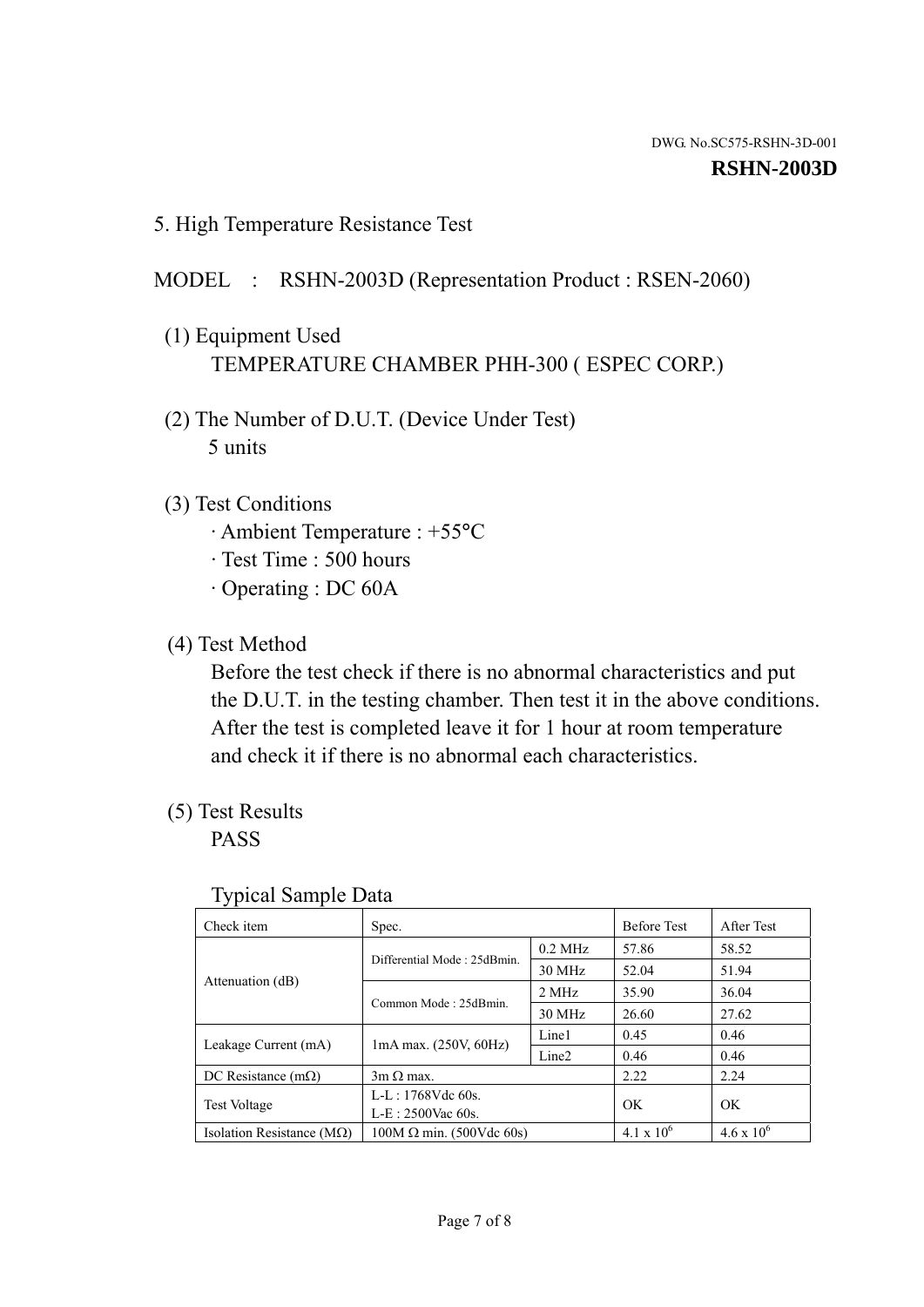DWG. No.SC575-RSHN-3D-001

**RSHN-2003D**

## 5. High Temperature Resistance Test

MODEL : RSHN-2003D (Representation Product : RSEN-2060)

(1) Equipment Used

TEMPERATURE CHAMBER PHH-300 ( ESPEC CORP.)

(2) The Number of D.U.T. (Device Under Test)

5 units

(3) Test Conditions

- · Ambient Temperature : +55°C
- · Test Time : 500 hours
- · Operating : DC 60A

(4) Test Method

Before the test check if there is no abnormal characteristics and put the D.U.T. in the testing chamber. Then test it in the above conditions. After the test is completed leave it for 1 hour at room temperature and check it if there is no abnormal each characteristics.

(5) Test Results

PASS

Typical Sample Data

| Check item | Spec. | | Before Test | After Test |
|---|---|---|---|---|
| Attenuation (dB) | Differential Mode : 25dBmin. | 0.2 MHz | 57.86 | 58.52 |
| | | 30 MHz | 52.04 | 51.94 |
| | Common Mode : 25dBmin. | 2 MHz | 35.90 | 36.04 |
| | | 30 MHz | 26.60 | 27.62 |
| Leakage Current (mA) | 1mA max. (250V, 60Hz) | Line1 | 0.45 | 0.46 |
| | | Line2 | 0.46 | 0.46 |
| DC Resistance (mΩ) | 3m Ω max. | | 2.22 | 2.24 |
| Test Voltage | L-L : 1768Vdc 60s.<br>L-E : 2500Vac 60s. | | OK | OK |
| Isolation Resistance (MΩ) | 100M Ω min. (500Vdc 60s) | | $4.1 \times 10^6$ | $4.6 \times 10^6$ |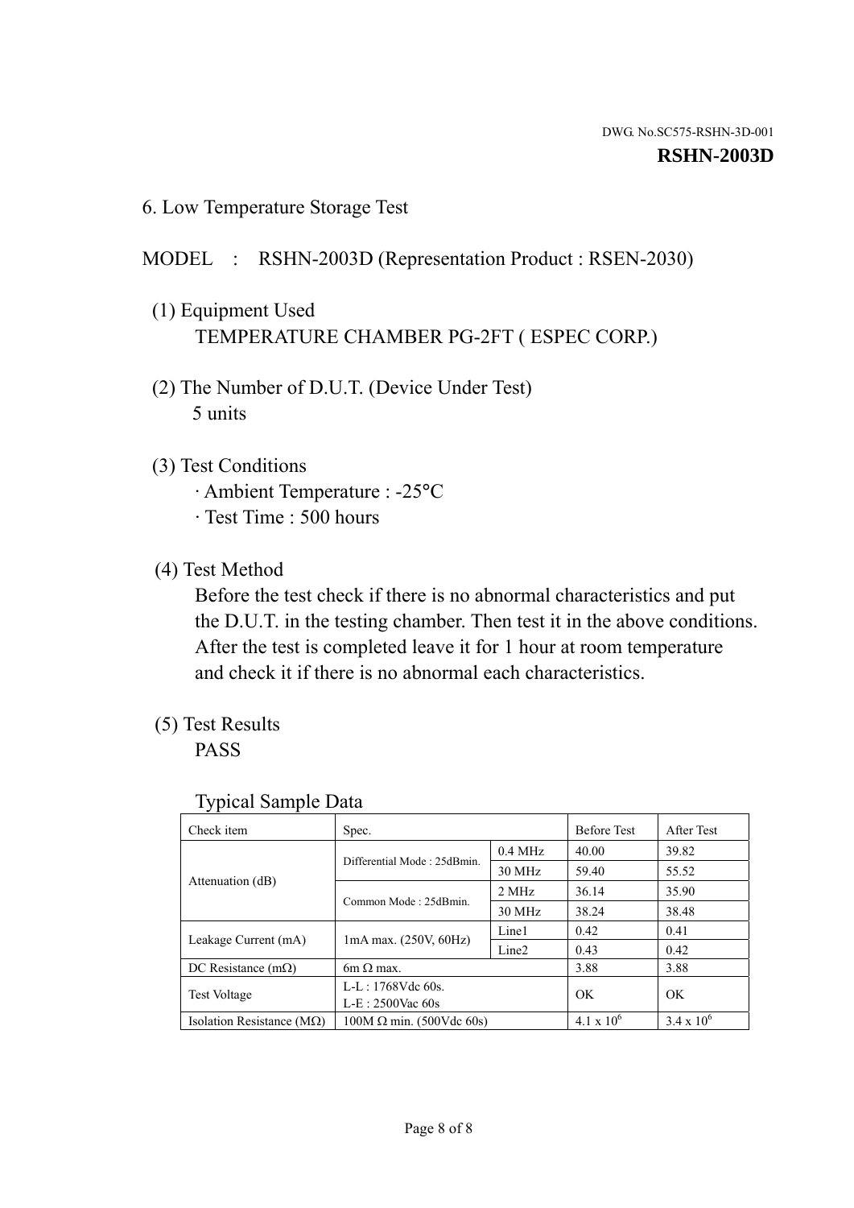DWG. No.SC575-RSHN-3D-001

**RSHN-2003D**

## 6. Low Temperature Storage Test

MODEL : RSHN-2003D (Representation Product : RSEN-2030)

(1) Equipment Used

TEMPERATURE CHAMBER PG-2FT ( ESPEC CORP.)

(2) The Number of D.U.T. (Device Under Test)

5 units

(3) Test Conditions

· Ambient Temperature : -25°C

· Test Time : 500 hours

(4) Test Method

Before the test check if there is no abnormal characteristics and put the D.U.T. in the testing chamber. Then test it in the above conditions. After the test is completed leave it for 1 hour at room temperature and check it if there is no abnormal each characteristics.

(5) Test Results

PASS

Typical Sample Data

| Check item | Spec. | | Before Test | After Test |
|---|---|---|---|---|
| Attenuation (dB) | Differential Mode : 25dBmin. | 0.4 MHz | 40.00 | 39.82 |
| | | 30 MHz | 59.40 | 55.52 |
| | Common Mode : 25dBmin. | 2 MHz | 36.14 | 35.90 |
| | | 30 MHz | 38.24 | 38.48 |
| Leakage Current (mA) | 1mA max. (250V, 60Hz) | Line1 | 0.42 | 0.41 |
| | | Line2 | 0.43 | 0.42 |
| DC Resistance (mΩ) | 6m Ω max. | | 3.88 | 3.88 |
| Test Voltage | L-L : 1768Vdc 60s.<br>L-E : 2500Vac 60s | | OK | OK |
| Isolation Resistance (MΩ) | 100M Ω min. (500Vdc 60s) | | $4.1 \times 10^6$ | $3.4 \times 10^6$ |